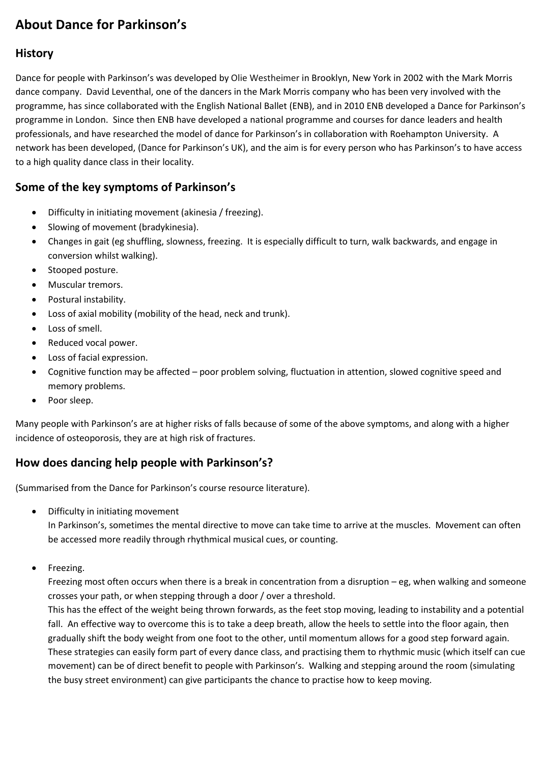# About Dance for Parkinson's

## History

Dance for people with Parkinson's was developed by Olie Westheimer in Brooklyn, New York in 2002 with the Mark Morris dance company. David Leventhal, one of the dancers in the Mark Morris company who has been very involved with the programme, has since collaborated with the English National Ballet (ENB), and in 2010 ENB developed a Dance for Parkinson's programme in London. Since then ENB have developed a national programme and courses for dance leaders and health professionals, and have researched the model of dance for Parkinson's in collaboration with Roehampton University. A network has been developed, (Dance for Parkinson's UK), and the aim is for every person who has Parkinson's to have access to a high quality dance class in their locality.

## Some of the key symptoms of Parkinson's

- Difficulty in initiating movement (akinesia / freezing).
- Slowing of movement (bradykinesia).
- Changes in gait (eg shuffling, slowness, freezing. It is especially difficult to turn, walk backwards, and engage in conversion whilst walking).
- Stooped posture.
- Muscular tremors.
- Postural instability.
- Loss of axial mobility (mobility of the head, neck and trunk).
- Loss of smell.
- Reduced vocal power.
- Loss of facial expression.
- Cognitive function may be affected – poor problem solving, fluctuation in attention, slowed cognitive speed and memory problems.
- Poor sleep.

Many people with Parkinson's are at higher risks of falls because of some of the above symptoms, and along with a higher incidence of osteoporosis, they are at high risk of fractures.

## How does dancing help people with Parkinson's?

(Summarised from the Dance for Parkinson's course resource literature).

- Difficulty in initiating movement

  In Parkinson's, sometimes the mental directive to move can take time to arrive at the muscles. Movement can often be accessed more readily through rhythmical musical cues, or counting.

- Freezing.

  Freezing most often occurs when there is a break in concentration from a disruption – eg, when walking and someone crosses your path, or when stepping through a door / over a threshold.

  This has the effect of the weight being thrown forwards, as the feet stop moving, leading to instability and a potential fall. An effective way to overcome this is to take a deep breath, allow the heels to settle into the floor again, then gradually shift the body weight from one foot to the other, until momentum allows for a good step forward again. These strategies can easily form part of every dance class, and practising them to rhythmic music (which itself can cue movement) can be of direct benefit to people with Parkinson's. Walking and stepping around the room (simulating the busy street environment) can give participants the chance to practise how to keep moving.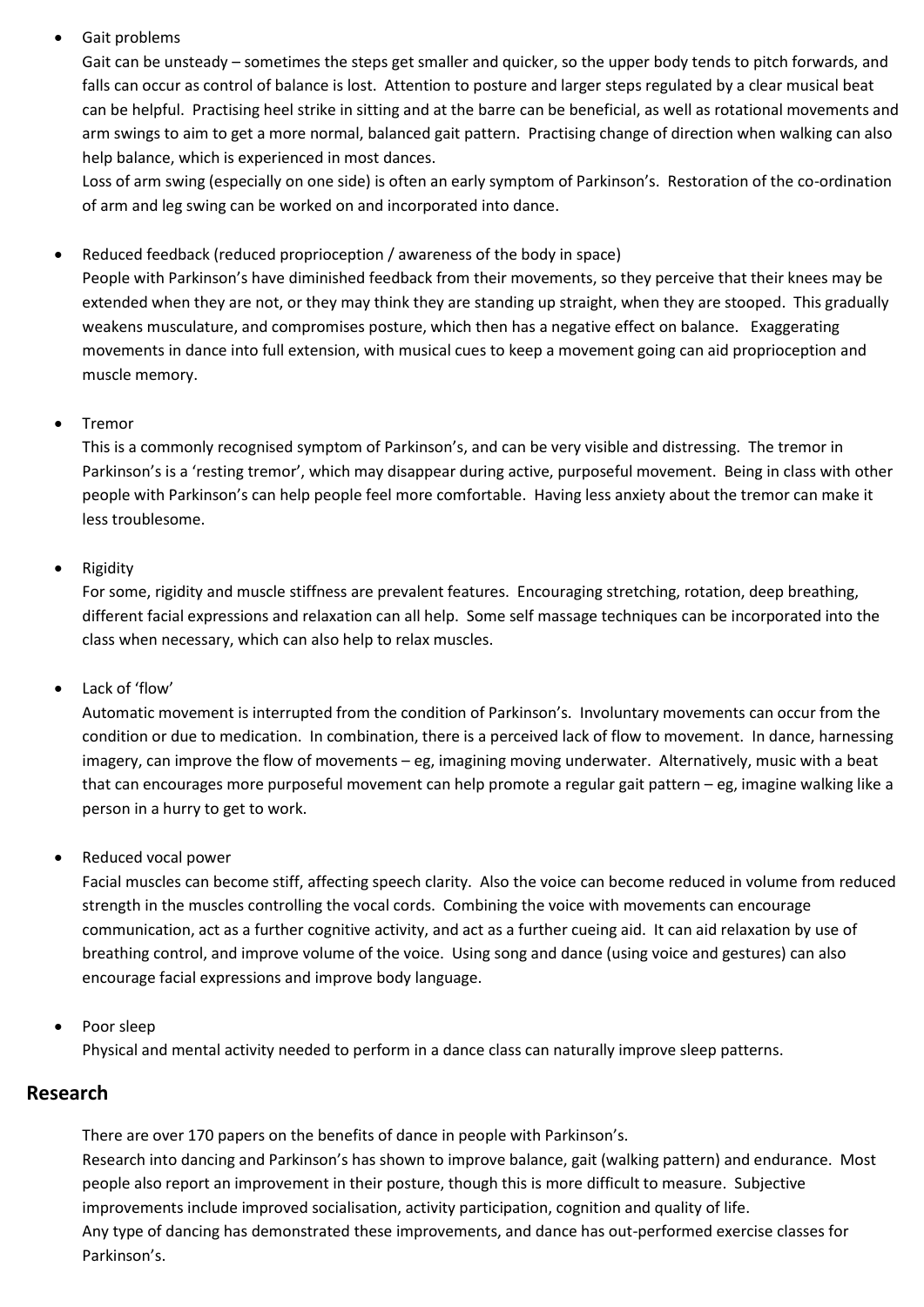- Gait problems

  Gait can be unsteady – sometimes the steps get smaller and quicker, so the upper body tends to pitch forwards, and falls can occur as control of balance is lost. Attention to posture and larger steps regulated by a clear musical beat can be helpful. Practising heel strike in sitting and at the barre can be beneficial, as well as rotational movements and arm swings to aim to get a more normal, balanced gait pattern. Practising change of direction when walking can also help balance, which is experienced in most dances.

  Loss of arm swing (especially on one side) is often an early symptom of Parkinson's. Restoration of the co-ordination of arm and leg swing can be worked on and incorporated into dance.

- Reduced feedback (reduced proprioception / awareness of the body in space)

  People with Parkinson's have diminished feedback from their movements, so they perceive that their knees may be extended when they are not, or they may think they are standing up straight, when they are stooped. This gradually weakens musculature, and compromises posture, which then has a negative effect on balance. Exaggerating movements in dance into full extension, with musical cues to keep a movement going can aid proprioception and muscle memory.

- Tremor

  This is a commonly recognised symptom of Parkinson's, and can be very visible and distressing. The tremor in Parkinson's is a 'resting tremor', which may disappear during active, purposeful movement. Being in class with other people with Parkinson's can help people feel more comfortable. Having less anxiety about the tremor can make it less troublesome.

- Rigidity

  For some, rigidity and muscle stiffness are prevalent features. Encouraging stretching, rotation, deep breathing, different facial expressions and relaxation can all help. Some self massage techniques can be incorporated into the class when necessary, which can also help to relax muscles.

- Lack of 'flow'

  Automatic movement is interrupted from the condition of Parkinson's. Involuntary movements can occur from the condition or due to medication. In combination, there is a perceived lack of flow to movement. In dance, harnessing imagery, can improve the flow of movements – eg, imagining moving underwater. Alternatively, music with a beat that can encourages more purposeful movement can help promote a regular gait pattern – eg, imagine walking like a person in a hurry to get to work.

- Reduced vocal power

  Facial muscles can become stiff, affecting speech clarity. Also the voice can become reduced in volume from reduced strength in the muscles controlling the vocal cords. Combining the voice with movements can encourage communication, act as a further cognitive activity, and act as a further cueing aid. It can aid relaxation by use of breathing control, and improve volume of the voice. Using song and dance (using voice and gestures) can also encourage facial expressions and improve body language.

- Poor sleep

  Physical and mental activity needed to perform in a dance class can naturally improve sleep patterns.

## Research

There are over 170 papers on the benefits of dance in people with Parkinson's.

Research into dancing and Parkinson's has shown to improve balance, gait (walking pattern) and endurance. Most people also report an improvement in their posture, though this is more difficult to measure. Subjective improvements include improved socialisation, activity participation, cognition and quality of life.

Any type of dancing has demonstrated these improvements, and dance has out-performed exercise classes for Parkinson's.